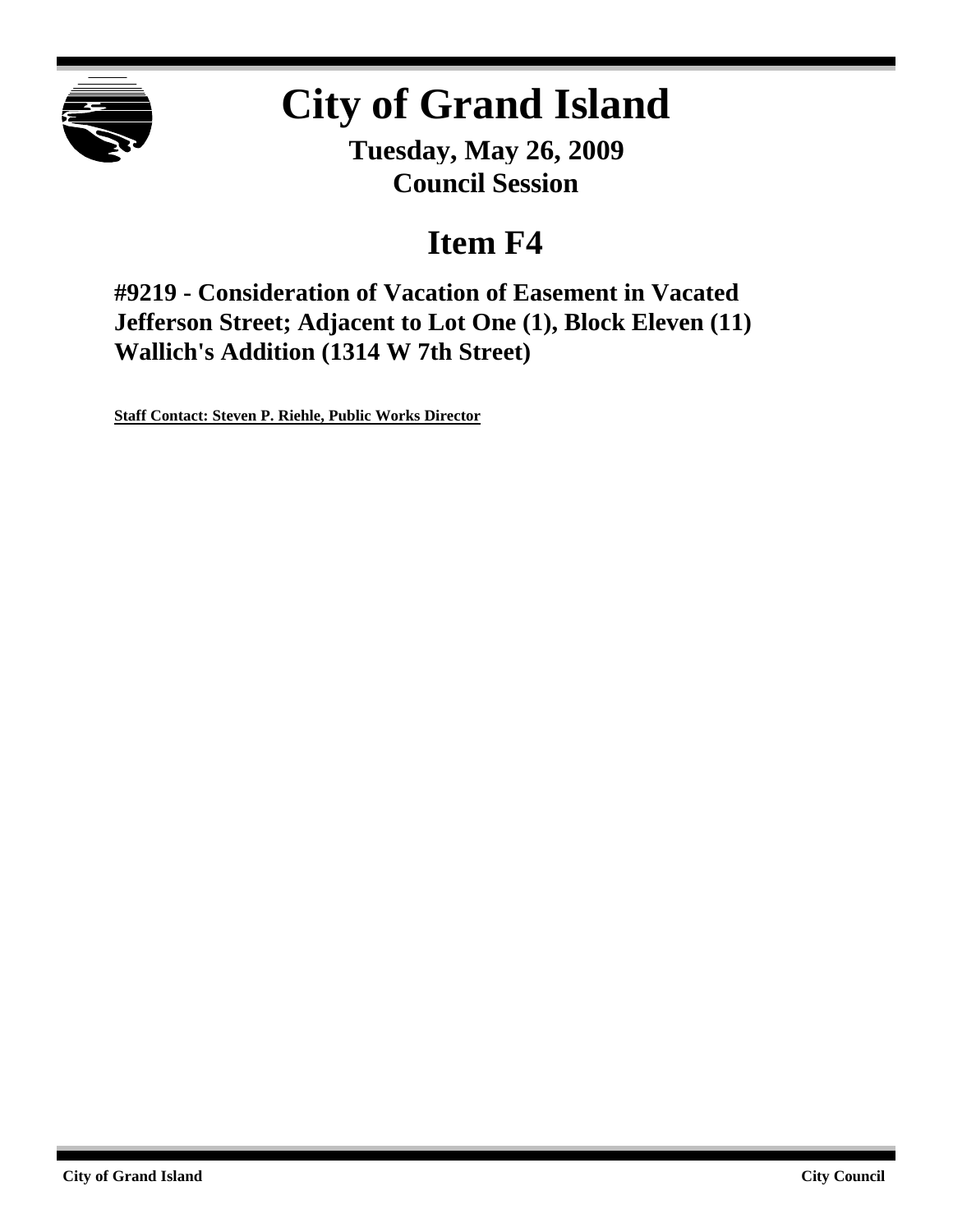# City of Grand Island

**Tuesday, May 26, 2009**
**Council Session**

## Item F4

### #9219 - Consideration of Vacation of Easement in Vacated Jefferson Street; Adjacent to Lot One (1), Block Eleven (11) Wallich's Addition (1314 W 7th Street)

**Staff Contact: Steven P. Riehle, Public Works Director**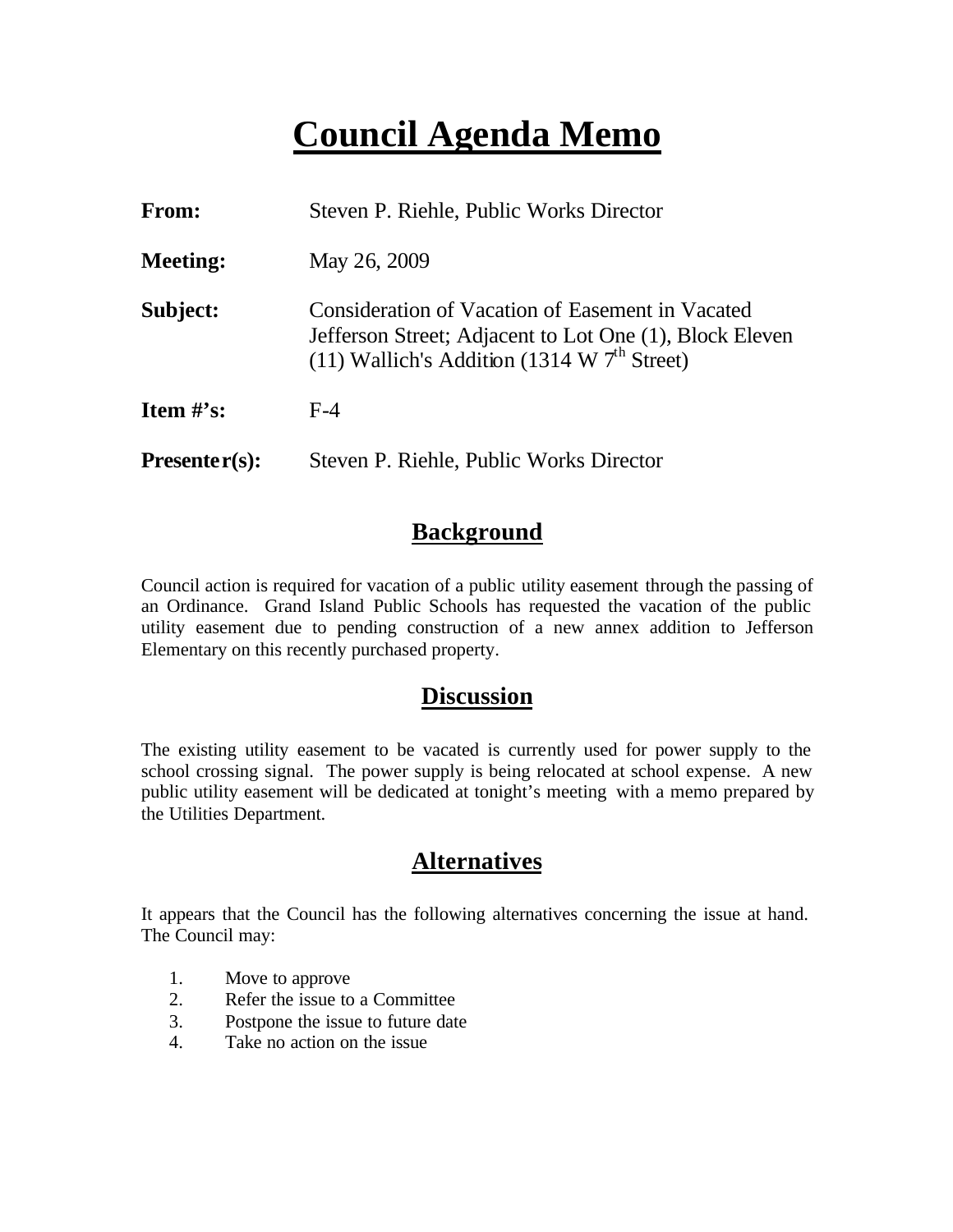# Council Agenda Memo

**From:** Steven P. Riehle, Public Works Director

**Meeting:** May 26, 2009

**Subject:** Consideration of Vacation of Easement in Vacated Jefferson Street; Adjacent to Lot One (1), Block Eleven (11) Wallich's Addition (1314 W 7th Street)

**Item #'s:** F-4

**Presenter(s):** Steven P. Riehle, Public Works Director

## Background

Council action is required for vacation of a public utility easement through the passing of an Ordinance. Grand Island Public Schools has requested the vacation of the public utility easement due to pending construction of a new annex addition to Jefferson Elementary on this recently purchased property.

## Discussion

The existing utility easement to be vacated is currently used for power supply to the school crossing signal. The power supply is being relocated at school expense. A new public utility easement will be dedicated at tonight's meeting with a memo prepared by the Utilities Department.

## Alternatives

It appears that the Council has the following alternatives concerning the issue at hand. The Council may:

1. Move to approve
2. Refer the issue to a Committee
3. Postpone the issue to future date
4. Take no action on the issue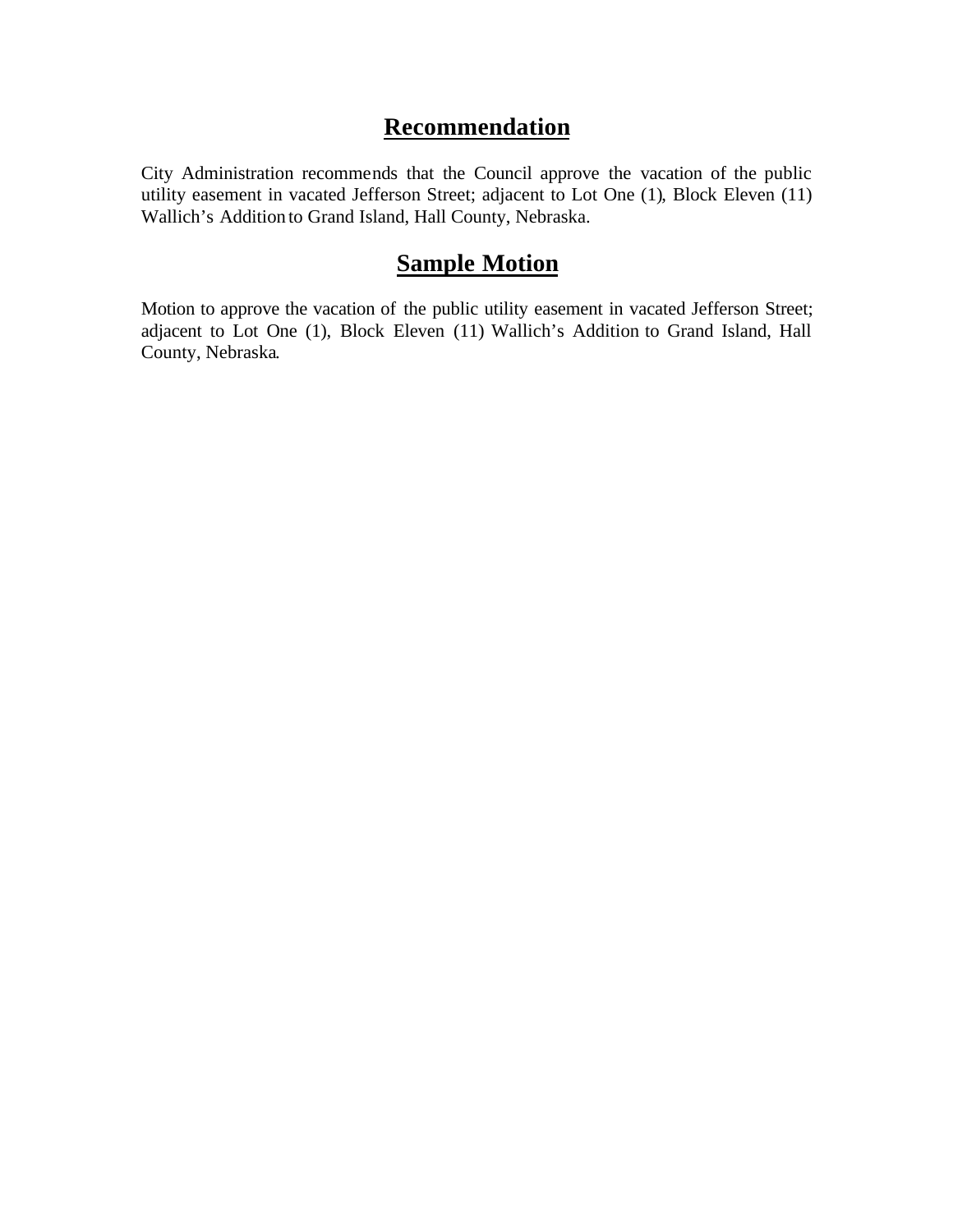## Recommendation

City Administration recommends that the Council approve the vacation of the public utility easement in vacated Jefferson Street; adjacent to Lot One (1), Block Eleven (11) Wallich's Addition to Grand Island, Hall County, Nebraska.

## Sample Motion

Motion to approve the vacation of the public utility easement in vacated Jefferson Street; adjacent to Lot One (1), Block Eleven (11) Wallich's Addition to Grand Island, Hall County, Nebraska.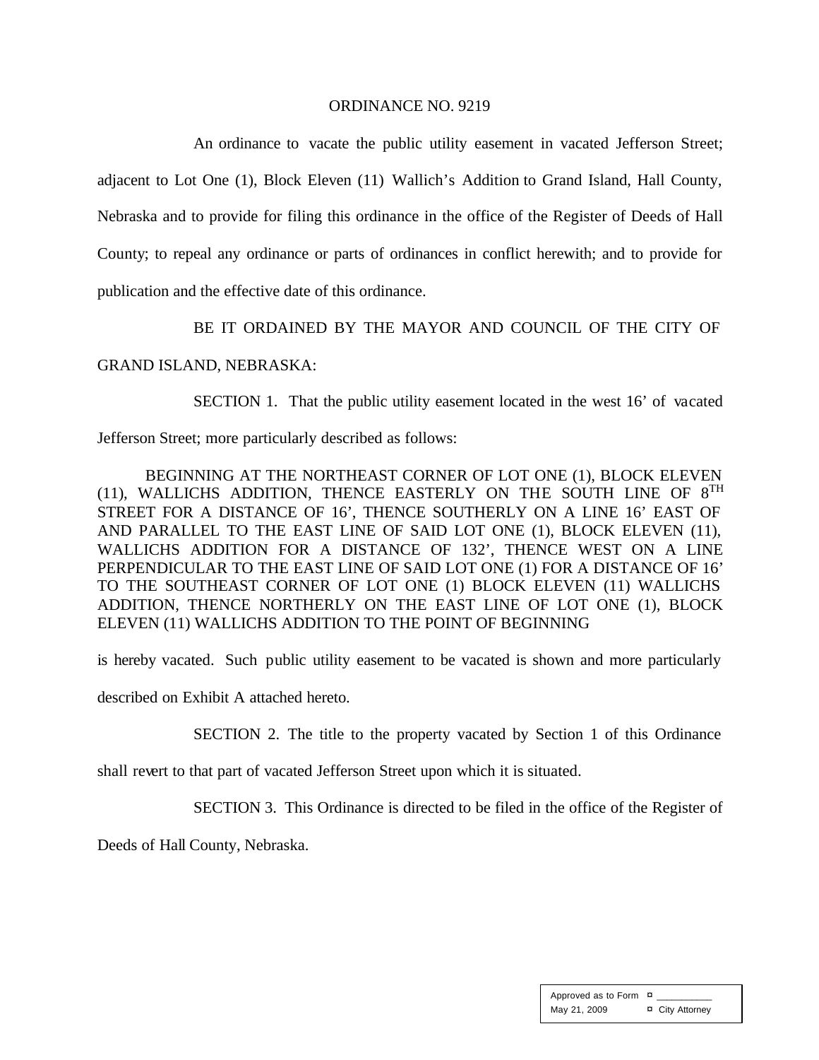ORDINANCE NO. 9219

An ordinance to vacate the public utility easement in vacated Jefferson Street; adjacent to Lot One (1), Block Eleven (11) Wallich's Addition to Grand Island, Hall County, Nebraska and to provide for filing this ordinance in the office of the Register of Deeds of Hall County; to repeal any ordinance or parts of ordinances in conflict herewith; and to provide for publication and the effective date of this ordinance.

BE IT ORDAINED BY THE MAYOR AND COUNCIL OF THE CITY OF GRAND ISLAND, NEBRASKA:

SECTION 1. That the public utility easement located in the west 16' of vacated Jefferson Street; more particularly described as follows:

BEGINNING AT THE NORTHEAST CORNER OF LOT ONE (1), BLOCK ELEVEN (11), WALLICHS ADDITION, THENCE EASTERLY ON THE SOUTH LINE OF 8TH STREET FOR A DISTANCE OF 16', THENCE SOUTHERLY ON A LINE 16' EAST OF AND PARALLEL TO THE EAST LINE OF SAID LOT ONE (1), BLOCK ELEVEN (11), WALLICHS ADDITION FOR A DISTANCE OF 132', THENCE WEST ON A LINE PERPENDICULAR TO THE EAST LINE OF SAID LOT ONE (1) FOR A DISTANCE OF 16' TO THE SOUTHEAST CORNER OF LOT ONE (1) BLOCK ELEVEN (11) WALLICHS ADDITION, THENCE NORTHERLY ON THE EAST LINE OF LOT ONE (1), BLOCK ELEVEN (11) WALLICHS ADDITION TO THE POINT OF BEGINNING

is hereby vacated. Such public utility easement to be vacated is shown and more particularly described on Exhibit A attached hereto.

SECTION 2. The title to the property vacated by Section 1 of this Ordinance shall revert to that part of vacated Jefferson Street upon which it is situated.

SECTION 3. This Ordinance is directed to be filed in the office of the Register of Deeds of Hall County, Nebraska.

| | |
|---|---|
| Approved as to Form | ¤ \_\_\_\_\_\_\_\_\_\_ |
| May 21, 2009 | ¤ City Attorney |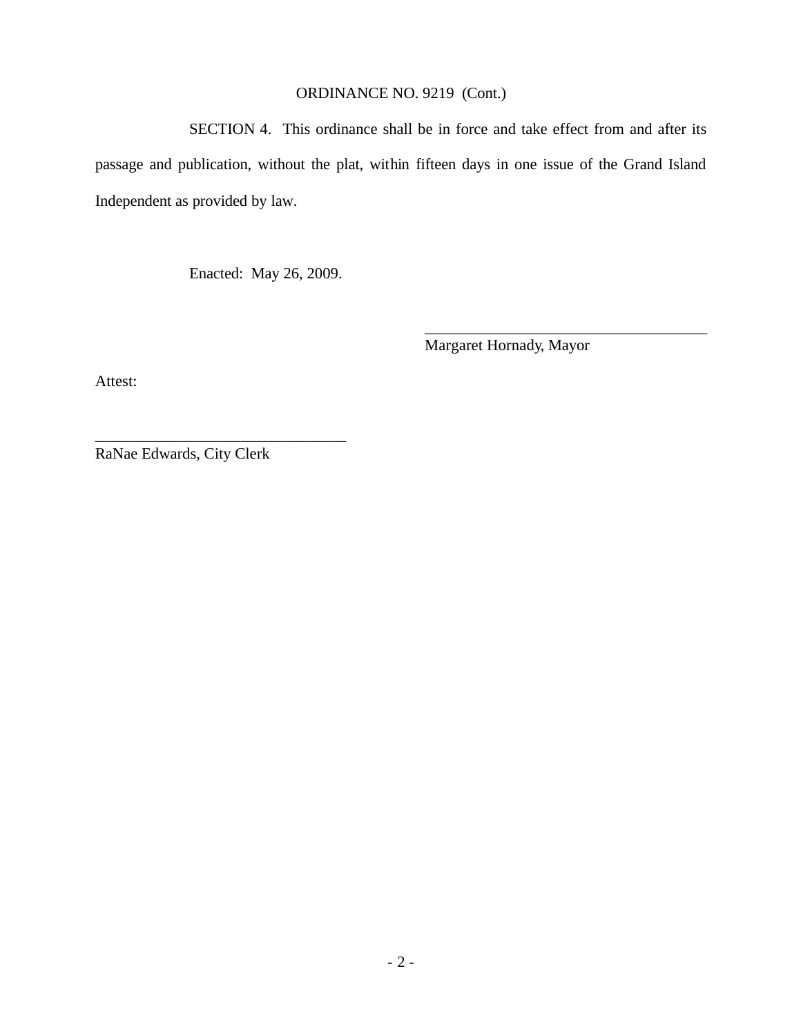ORDINANCE NO. 9219 (Cont.)

SECTION 4. This ordinance shall be in force and take effect from and after its passage and publication, without the plat, within fifteen days in one issue of the Grand Island Independent as provided by law.

Enacted: May 26, 2009.

_____________________________________
Margaret Hornady, Mayor

Attest:

_________________________________
RaNae Edwards, City Clerk